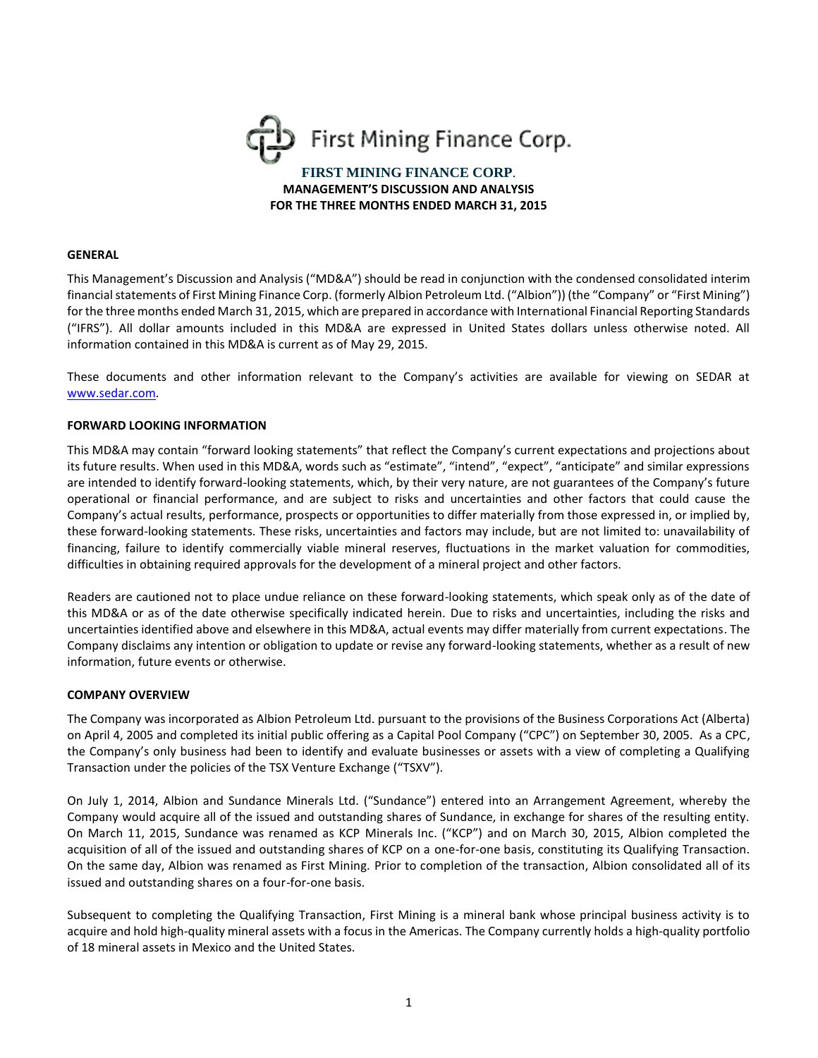First Mining Finance Corp.

# FIRST MINING FINANCE CORP.

## MANAGEMENT'S DISCUSSION AND ANALYSIS
## FOR THE THREE MONTHS ENDED MARCH 31, 2015

### GENERAL

This Management's Discussion and Analysis ("MD&A") should be read in conjunction with the condensed consolidated interim financial statements of First Mining Finance Corp. (formerly Albion Petroleum Ltd. ("Albion")) (the "Company" or "First Mining") for the three months ended March 31, 2015, which are prepared in accordance with International Financial Reporting Standards ("IFRS"). All dollar amounts included in this MD&A are expressed in United States dollars unless otherwise noted. All information contained in this MD&A is current as of May 29, 2015.

These documents and other information relevant to the Company's activities are available for viewing on SEDAR at [www.sedar.com](http://www.sedar.com).

### FORWARD LOOKING INFORMATION

This MD&A may contain "forward looking statements" that reflect the Company's current expectations and projections about its future results. When used in this MD&A, words such as "estimate", "intend", "expect", "anticipate" and similar expressions are intended to identify forward-looking statements, which, by their very nature, are not guarantees of the Company's future operational or financial performance, and are subject to risks and uncertainties and other factors that could cause the Company's actual results, performance, prospects or opportunities to differ materially from those expressed in, or implied by, these forward-looking statements. These risks, uncertainties and factors may include, but are not limited to: unavailability of financing, failure to identify commercially viable mineral reserves, fluctuations in the market valuation for commodities, difficulties in obtaining required approvals for the development of a mineral project and other factors.

Readers are cautioned not to place undue reliance on these forward-looking statements, which speak only as of the date of this MD&A or as of the date otherwise specifically indicated herein. Due to risks and uncertainties, including the risks and uncertainties identified above and elsewhere in this MD&A, actual events may differ materially from current expectations. The Company disclaims any intention or obligation to update or revise any forward-looking statements, whether as a result of new information, future events or otherwise.

### COMPANY OVERVIEW

The Company was incorporated as Albion Petroleum Ltd. pursuant to the provisions of the Business Corporations Act (Alberta) on April 4, 2005 and completed its initial public offering as a Capital Pool Company ("CPC") on September 30, 2005. As a CPC, the Company's only business had been to identify and evaluate businesses or assets with a view of completing a Qualifying Transaction under the policies of the TSX Venture Exchange ("TSXV").

On July 1, 2014, Albion and Sundance Minerals Ltd. ("Sundance") entered into an Arrangement Agreement, whereby the Company would acquire all of the issued and outstanding shares of Sundance, in exchange for shares of the resulting entity. On March 11, 2015, Sundance was renamed as KCP Minerals Inc. ("KCP") and on March 30, 2015, Albion completed the acquisition of all of the issued and outstanding shares of KCP on a one-for-one basis, constituting its Qualifying Transaction. On the same day, Albion was renamed as First Mining. Prior to completion of the transaction, Albion consolidated all of its issued and outstanding shares on a four-for-one basis.

Subsequent to completing the Qualifying Transaction, First Mining is a mineral bank whose principal business activity is to acquire and hold high-quality mineral assets with a focus in the Americas. The Company currently holds a high-quality portfolio of 18 mineral assets in Mexico and the United States.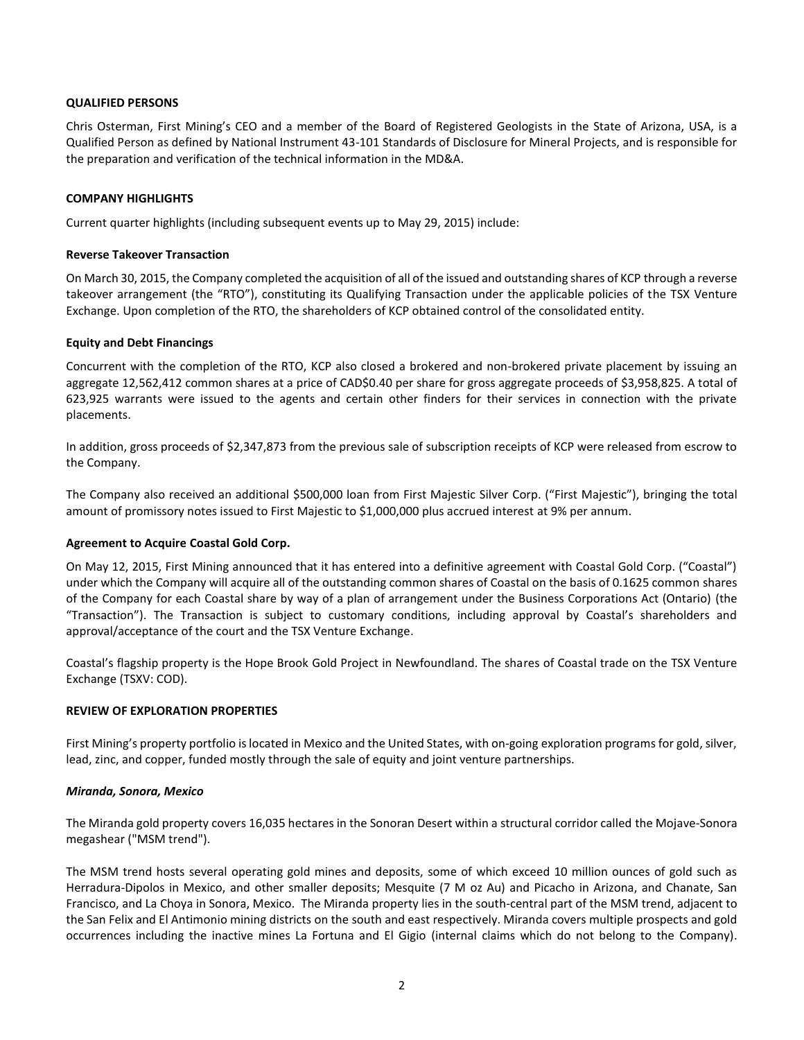## QUALIFIED PERSONS

Chris Osterman, First Mining's CEO and a member of the Board of Registered Geologists in the State of Arizona, USA, is a Qualified Person as defined by National Instrument 43-101 Standards of Disclosure for Mineral Projects, and is responsible for the preparation and verification of the technical information in the MD&A.

## COMPANY HIGHLIGHTS

Current quarter highlights (including subsequent events up to May 29, 2015) include:

### Reverse Takeover Transaction

On March 30, 2015, the Company completed the acquisition of all of the issued and outstanding shares of KCP through a reverse takeover arrangement (the "RTO"), constituting its Qualifying Transaction under the applicable policies of the TSX Venture Exchange. Upon completion of the RTO, the shareholders of KCP obtained control of the consolidated entity.

### Equity and Debt Financings

Concurrent with the completion of the RTO, KCP also closed a brokered and non-brokered private placement by issuing an aggregate 12,562,412 common shares at a price of CAD$0.40 per share for gross aggregate proceeds of $3,958,825. A total of 623,925 warrants were issued to the agents and certain other finders for their services in connection with the private placements.

In addition, gross proceeds of $2,347,873 from the previous sale of subscription receipts of KCP were released from escrow to the Company.

The Company also received an additional $500,000 loan from First Majestic Silver Corp. ("First Majestic"), bringing the total amount of promissory notes issued to First Majestic to $1,000,000 plus accrued interest at 9% per annum.

### Agreement to Acquire Coastal Gold Corp.

On May 12, 2015, First Mining announced that it has entered into a definitive agreement with Coastal Gold Corp. ("Coastal") under which the Company will acquire all of the outstanding common shares of Coastal on the basis of 0.1625 common shares of the Company for each Coastal share by way of a plan of arrangement under the Business Corporations Act (Ontario) (the "Transaction"). The Transaction is subject to customary conditions, including approval by Coastal's shareholders and approval/acceptance of the court and the TSX Venture Exchange.

Coastal's flagship property is the Hope Brook Gold Project in Newfoundland. The shares of Coastal trade on the TSX Venture Exchange (TSXV: COD).

## REVIEW OF EXPLORATION PROPERTIES

First Mining's property portfolio is located in Mexico and the United States, with on-going exploration programs for gold, silver, lead, zinc, and copper, funded mostly through the sale of equity and joint venture partnerships.

### *Miranda, Sonora, Mexico*

The Miranda gold property covers 16,035 hectares in the Sonoran Desert within a structural corridor called the Mojave-Sonora megashear ("MSM trend").

The MSM trend hosts several operating gold mines and deposits, some of which exceed 10 million ounces of gold such as Herradura-Dipolos in Mexico, and other smaller deposits; Mesquite (7 M oz Au) and Picacho in Arizona, and Chanate, San Francisco, and La Choya in Sonora, Mexico. The Miranda property lies in the south-central part of the MSM trend, adjacent to the San Felix and El Antimonio mining districts on the south and east respectively. Miranda covers multiple prospects and gold occurrences including the inactive mines La Fortuna and El Gigio (internal claims which do not belong to the Company).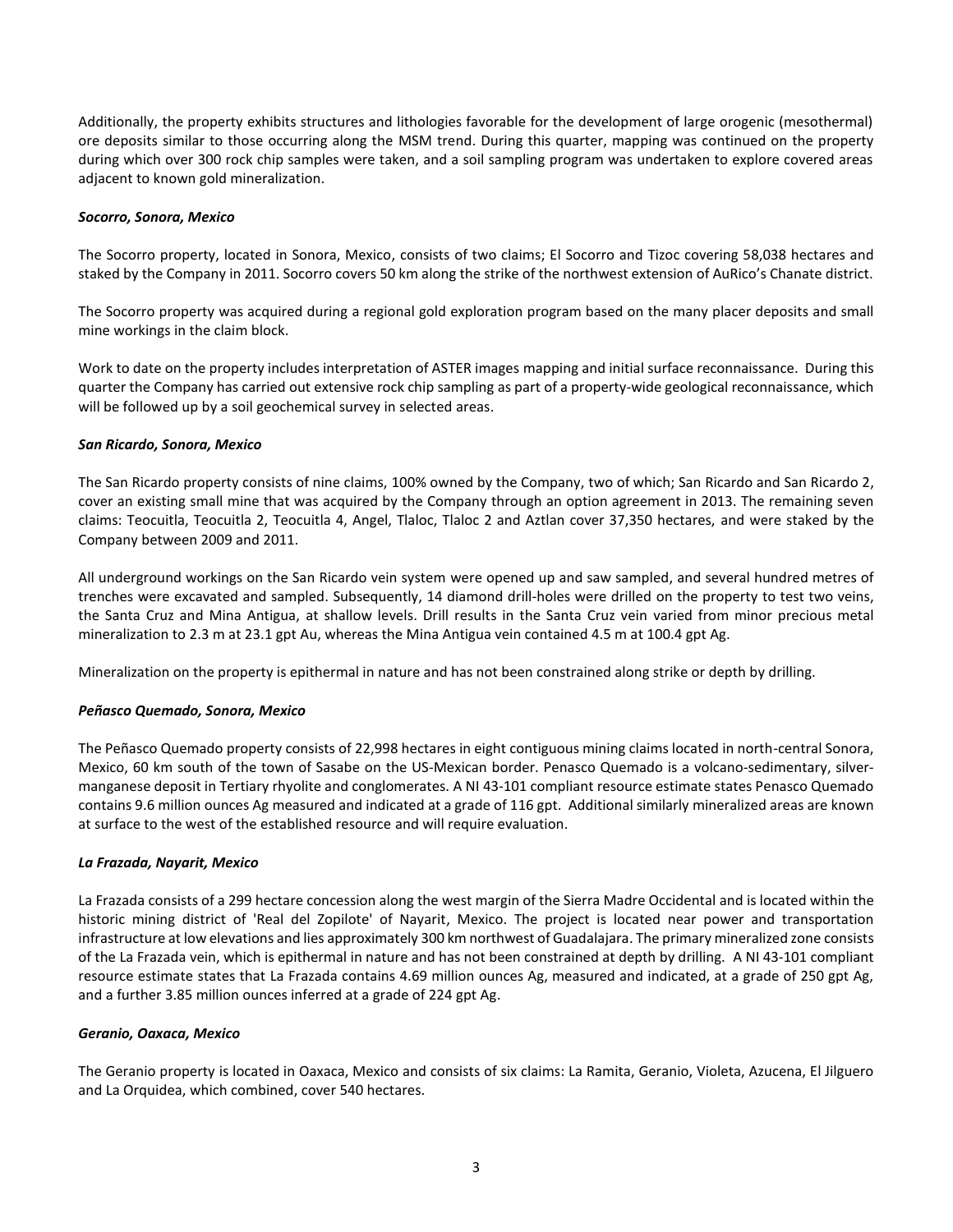Additionally, the property exhibits structures and lithologies favorable for the development of large orogenic (mesothermal) ore deposits similar to those occurring along the MSM trend. During this quarter, mapping was continued on the property during which over 300 rock chip samples were taken, and a soil sampling program was undertaken to explore covered areas adjacent to known gold mineralization.

***Socorro, Sonora, Mexico***

The Socorro property, located in Sonora, Mexico, consists of two claims; El Socorro and Tizoc covering 58,038 hectares and staked by the Company in 2011. Socorro covers 50 km along the strike of the northwest extension of AuRico's Chanate district.

The Socorro property was acquired during a regional gold exploration program based on the many placer deposits and small mine workings in the claim block.

Work to date on the property includes interpretation of ASTER images mapping and initial surface reconnaissance. During this quarter the Company has carried out extensive rock chip sampling as part of a property-wide geological reconnaissance, which will be followed up by a soil geochemical survey in selected areas.

***San Ricardo, Sonora, Mexico***

The San Ricardo property consists of nine claims, 100% owned by the Company, two of which; San Ricardo and San Ricardo 2, cover an existing small mine that was acquired by the Company through an option agreement in 2013. The remaining seven claims: Teocuitla, Teocuitla 2, Teocuitla 4, Angel, Tlaloc, Tlaloc 2 and Aztlan cover 37,350 hectares, and were staked by the Company between 2009 and 2011.

All underground workings on the San Ricardo vein system were opened up and saw sampled, and several hundred metres of trenches were excavated and sampled. Subsequently, 14 diamond drill-holes were drilled on the property to test two veins, the Santa Cruz and Mina Antigua, at shallow levels. Drill results in the Santa Cruz vein varied from minor precious metal mineralization to 2.3 m at 23.1 gpt Au, whereas the Mina Antigua vein contained 4.5 m at 100.4 gpt Ag.

Mineralization on the property is epithermal in nature and has not been constrained along strike or depth by drilling.

***Peñasco Quemado, Sonora, Mexico***

The Peñasco Quemado property consists of 22,998 hectares in eight contiguous mining claims located in north-central Sonora, Mexico, 60 km south of the town of Sasabe on the US-Mexican border. Penasco Quemado is a volcano-sedimentary, silver-manganese deposit in Tertiary rhyolite and conglomerates. A NI 43-101 compliant resource estimate states Penasco Quemado contains 9.6 million ounces Ag measured and indicated at a grade of 116 gpt. Additional similarly mineralized areas are known at surface to the west of the established resource and will require evaluation.

***La Frazada, Nayarit, Mexico***

La Frazada consists of a 299 hectare concession along the west margin of the Sierra Madre Occidental and is located within the historic mining district of 'Real del Zopilote' of Nayarit, Mexico. The project is located near power and transportation infrastructure at low elevations and lies approximately 300 km northwest of Guadalajara. The primary mineralized zone consists of the La Frazada vein, which is epithermal in nature and has not been constrained at depth by drilling. A NI 43-101 compliant resource estimate states that La Frazada contains 4.69 million ounces Ag, measured and indicated, at a grade of 250 gpt Ag, and a further 3.85 million ounces inferred at a grade of 224 gpt Ag.

***Geranio, Oaxaca, Mexico***

The Geranio property is located in Oaxaca, Mexico and consists of six claims: La Ramita, Geranio, Violeta, Azucena, El Jilguero and La Orquidea, which combined, cover 540 hectares.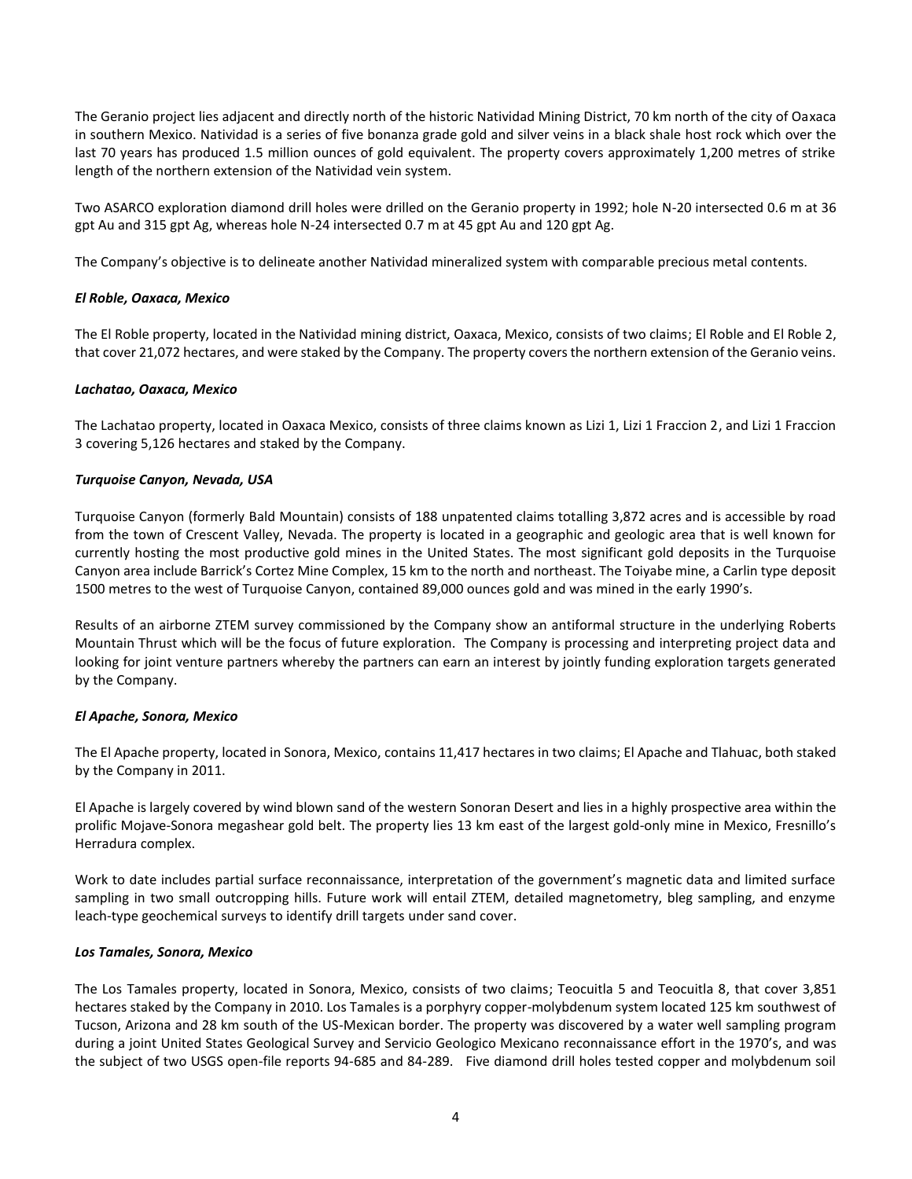The Geranio project lies adjacent and directly north of the historic Natividad Mining District, 70 km north of the city of Oaxaca in southern Mexico. Natividad is a series of five bonanza grade gold and silver veins in a black shale host rock which over the last 70 years has produced 1.5 million ounces of gold equivalent. The property covers approximately 1,200 metres of strike length of the northern extension of the Natividad vein system.

Two ASARCO exploration diamond drill holes were drilled on the Geranio property in 1992; hole N-20 intersected 0.6 m at 36 gpt Au and 315 gpt Ag, whereas hole N-24 intersected 0.7 m at 45 gpt Au and 120 gpt Ag.

The Company's objective is to delineate another Natividad mineralized system with comparable precious metal contents.

***El Roble, Oaxaca, Mexico***

The El Roble property, located in the Natividad mining district, Oaxaca, Mexico, consists of two claims; El Roble and El Roble 2, that cover 21,072 hectares, and were staked by the Company. The property covers the northern extension of the Geranio veins.

***Lachatao, Oaxaca, Mexico***

The Lachatao property, located in Oaxaca Mexico, consists of three claims known as Lizi 1, Lizi 1 Fraccion 2, and Lizi 1 Fraccion 3 covering 5,126 hectares and staked by the Company.

***Turquoise Canyon, Nevada, USA***

Turquoise Canyon (formerly Bald Mountain) consists of 188 unpatented claims totalling 3,872 acres and is accessible by road from the town of Crescent Valley, Nevada. The property is located in a geographic and geologic area that is well known for currently hosting the most productive gold mines in the United States. The most significant gold deposits in the Turquoise Canyon area include Barrick's Cortez Mine Complex, 15 km to the north and northeast. The Toiyabe mine, a Carlin type deposit 1500 metres to the west of Turquoise Canyon, contained 89,000 ounces gold and was mined in the early 1990's.

Results of an airborne ZTEM survey commissioned by the Company show an antiformal structure in the underlying Roberts Mountain Thrust which will be the focus of future exploration. The Company is processing and interpreting project data and looking for joint venture partners whereby the partners can earn an interest by jointly funding exploration targets generated by the Company.

***El Apache, Sonora, Mexico***

The El Apache property, located in Sonora, Mexico, contains 11,417 hectares in two claims; El Apache and Tlahuac, both staked by the Company in 2011.

El Apache is largely covered by wind blown sand of the western Sonoran Desert and lies in a highly prospective area within the prolific Mojave-Sonora megashear gold belt. The property lies 13 km east of the largest gold-only mine in Mexico, Fresnillo's Herradura complex.

Work to date includes partial surface reconnaissance, interpretation of the government's magnetic data and limited surface sampling in two small outcropping hills. Future work will entail ZTEM, detailed magnetometry, bleg sampling, and enzyme leach-type geochemical surveys to identify drill targets under sand cover.

***Los Tamales, Sonora, Mexico***

The Los Tamales property, located in Sonora, Mexico, consists of two claims; Teocuitla 5 and Teocuitla 8, that cover 3,851 hectares staked by the Company in 2010. Los Tamales is a porphyry copper-molybdenum system located 125 km southwest of Tucson, Arizona and 28 km south of the US-Mexican border. The property was discovered by a water well sampling program during a joint United States Geological Survey and Servicio Geologico Mexicano reconnaissance effort in the 1970's, and was the subject of two USGS open-file reports 94-685 and 84-289. Five diamond drill holes tested copper and molybdenum soil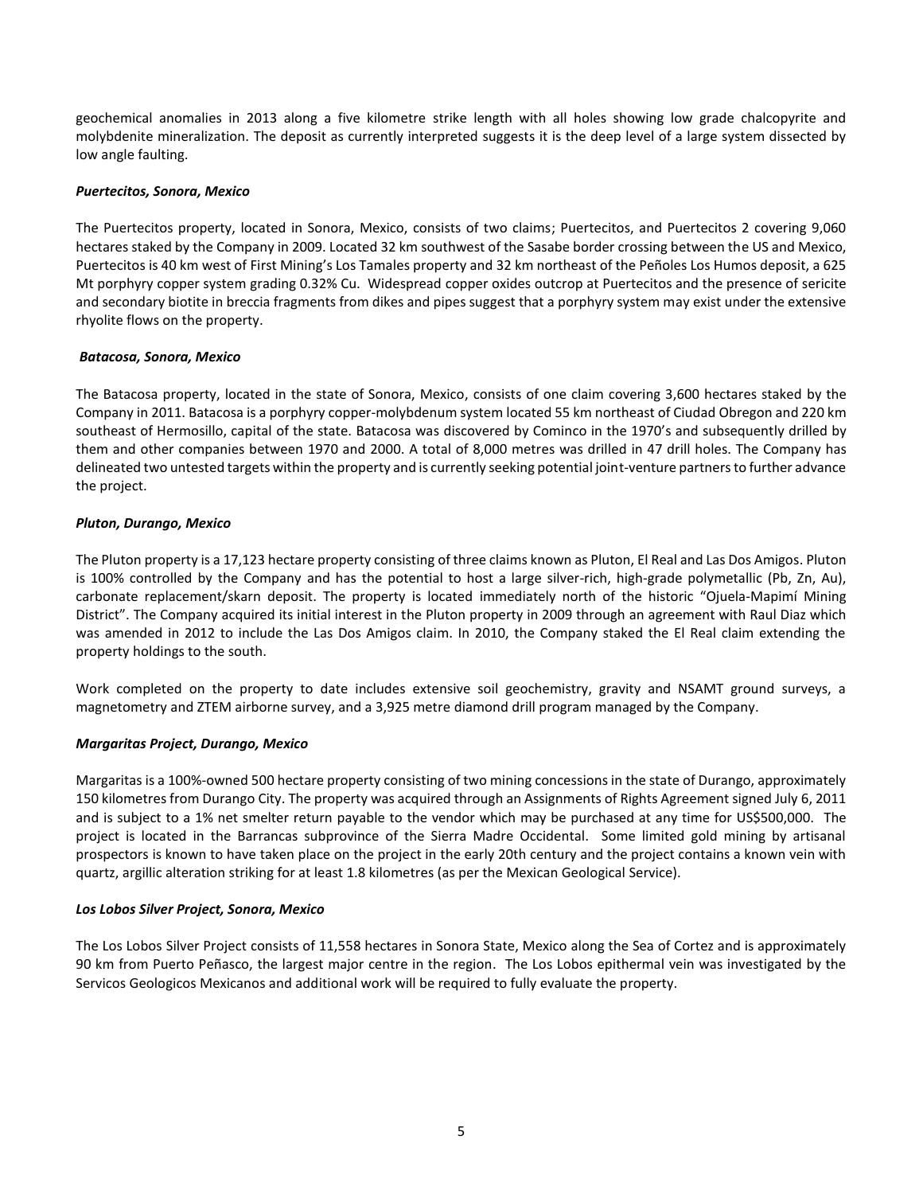geochemical anomalies in 2013 along a five kilometre strike length with all holes showing low grade chalcopyrite and molybdenite mineralization. The deposit as currently interpreted suggests it is the deep level of a large system dissected by low angle faulting.

***Puertecitos, Sonora, Mexico***

The Puertecitos property, located in Sonora, Mexico, consists of two claims; Puertecitos, and Puertecitos 2 covering 9,060 hectares staked by the Company in 2009. Located 32 km southwest of the Sasabe border crossing between the US and Mexico, Puertecitos is 40 km west of First Mining's Los Tamales property and 32 km northeast of the Peñoles Los Humos deposit, a 625 Mt porphyry copper system grading 0.32% Cu. Widespread copper oxides outcrop at Puertecitos and the presence of sericite and secondary biotite in breccia fragments from dikes and pipes suggest that a porphyry system may exist under the extensive rhyolite flows on the property.

***Batacosa, Sonora, Mexico***

The Batacosa property, located in the state of Sonora, Mexico, consists of one claim covering 3,600 hectares staked by the Company in 2011. Batacosa is a porphyry copper-molybdenum system located 55 km northeast of Ciudad Obregon and 220 km southeast of Hermosillo, capital of the state. Batacosa was discovered by Cominco in the 1970's and subsequently drilled by them and other companies between 1970 and 2000. A total of 8,000 metres was drilled in 47 drill holes. The Company has delineated two untested targets within the property and is currently seeking potential joint-venture partners to further advance the project.

***Pluton, Durango, Mexico***

The Pluton property is a 17,123 hectare property consisting of three claims known as Pluton, El Real and Las Dos Amigos. Pluton is 100% controlled by the Company and has the potential to host a large silver-rich, high-grade polymetallic (Pb, Zn, Au), carbonate replacement/skarn deposit. The property is located immediately north of the historic "Ojuela-Mapimí Mining District". The Company acquired its initial interest in the Pluton property in 2009 through an agreement with Raul Diaz which was amended in 2012 to include the Las Dos Amigos claim. In 2010, the Company staked the El Real claim extending the property holdings to the south.

Work completed on the property to date includes extensive soil geochemistry, gravity and NSAMT ground surveys, a magnetometry and ZTEM airborne survey, and a 3,925 metre diamond drill program managed by the Company.

***Margaritas Project, Durango, Mexico***

Margaritas is a 100%-owned 500 hectare property consisting of two mining concessions in the state of Durango, approximately 150 kilometres from Durango City. The property was acquired through an Assignments of Rights Agreement signed July 6, 2011 and is subject to a 1% net smelter return payable to the vendor which may be purchased at any time for US$500,000. The project is located in the Barrancas subprovince of the Sierra Madre Occidental. Some limited gold mining by artisanal prospectors is known to have taken place on the project in the early 20th century and the project contains a known vein with quartz, argillic alteration striking for at least 1.8 kilometres (as per the Mexican Geological Service).

***Los Lobos Silver Project, Sonora, Mexico***

The Los Lobos Silver Project consists of 11,558 hectares in Sonora State, Mexico along the Sea of Cortez and is approximately 90 km from Puerto Peñasco, the largest major centre in the region. The Los Lobos epithermal vein was investigated by the Servicos Geologicos Mexicanos and additional work will be required to fully evaluate the property.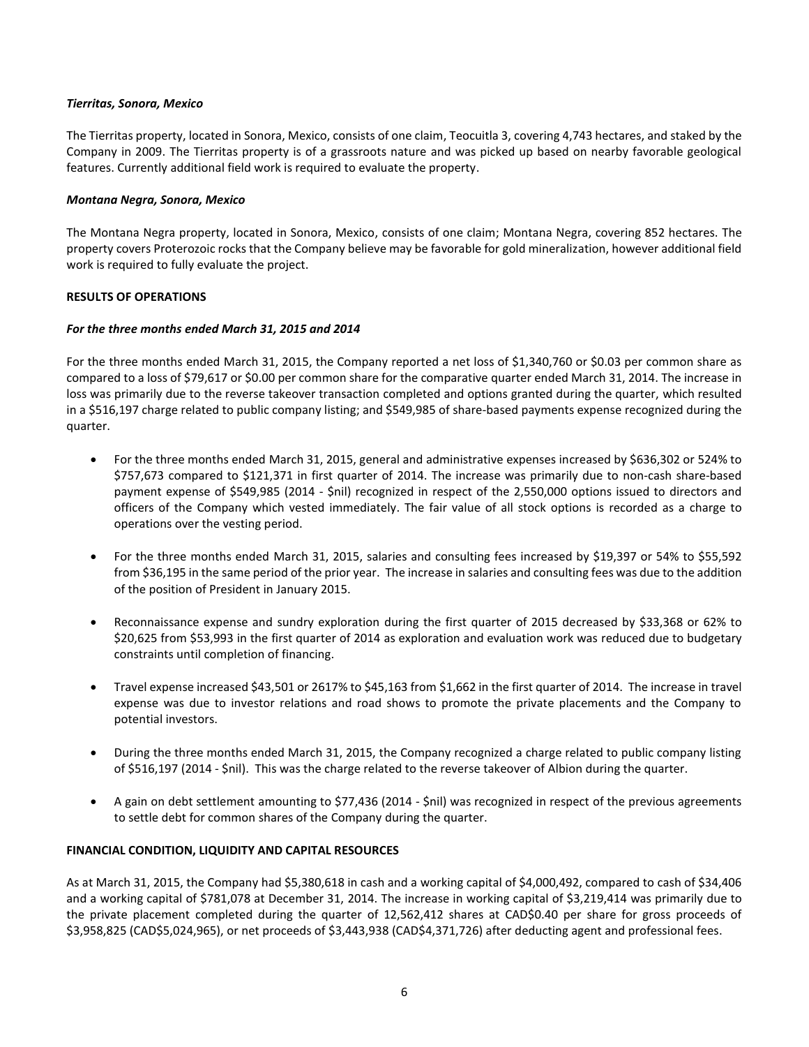***Tierritas, Sonora, Mexico***

The Tierritas property, located in Sonora, Mexico, consists of one claim, Teocuitla 3, covering 4,743 hectares, and staked by the Company in 2009. The Tierritas property is of a grassroots nature and was picked up based on nearby favorable geological features. Currently additional field work is required to evaluate the property.

***Montana Negra, Sonora, Mexico***

The Montana Negra property, located in Sonora, Mexico, consists of one claim; Montana Negra, covering 852 hectares. The property covers Proterozoic rocks that the Company believe may be favorable for gold mineralization, however additional field work is required to fully evaluate the project.

**RESULTS OF OPERATIONS**

***For the three months ended March 31, 2015 and 2014***

For the three months ended March 31, 2015, the Company reported a net loss of $1,340,760 or $0.03 per common share as compared to a loss of $79,617 or $0.00 per common share for the comparative quarter ended March 31, 2014. The increase in loss was primarily due to the reverse takeover transaction completed and options granted during the quarter, which resulted in a $516,197 charge related to public company listing; and $549,985 of share-based payments expense recognized during the quarter.

- For the three months ended March 31, 2015, general and administrative expenses increased by $636,302 or 524% to $757,673 compared to $121,371 in first quarter of 2014. The increase was primarily due to non-cash share-based payment expense of $549,985 (2014 - $nil) recognized in respect of the 2,550,000 options issued to directors and officers of the Company which vested immediately. The fair value of all stock options is recorded as a charge to operations over the vesting period.

- For the three months ended March 31, 2015, salaries and consulting fees increased by $19,397 or 54% to $55,592 from $36,195 in the same period of the prior year. The increase in salaries and consulting fees was due to the addition of the position of President in January 2015.

- Reconnaissance expense and sundry exploration during the first quarter of 2015 decreased by $33,368 or 62% to $20,625 from $53,993 in the first quarter of 2014 as exploration and evaluation work was reduced due to budgetary constraints until completion of financing.

- Travel expense increased $43,501 or 2617% to $45,163 from $1,662 in the first quarter of 2014. The increase in travel expense was due to investor relations and road shows to promote the private placements and the Company to potential investors.

- During the three months ended March 31, 2015, the Company recognized a charge related to public company listing of $516,197 (2014 - $nil). This was the charge related to the reverse takeover of Albion during the quarter.

- A gain on debt settlement amounting to $77,436 (2014 - $nil) was recognized in respect of the previous agreements to settle debt for common shares of the Company during the quarter.

**FINANCIAL CONDITION, LIQUIDITY AND CAPITAL RESOURCES**

As at March 31, 2015, the Company had $5,380,618 in cash and a working capital of $4,000,492, compared to cash of $34,406 and a working capital of $781,078 at December 31, 2014. The increase in working capital of $3,219,414 was primarily due to the private placement completed during the quarter of 12,562,412 shares at CAD$0.40 per share for gross proceeds of $3,958,825 (CAD$5,024,965), or net proceeds of $3,443,938 (CAD$4,371,726) after deducting agent and professional fees.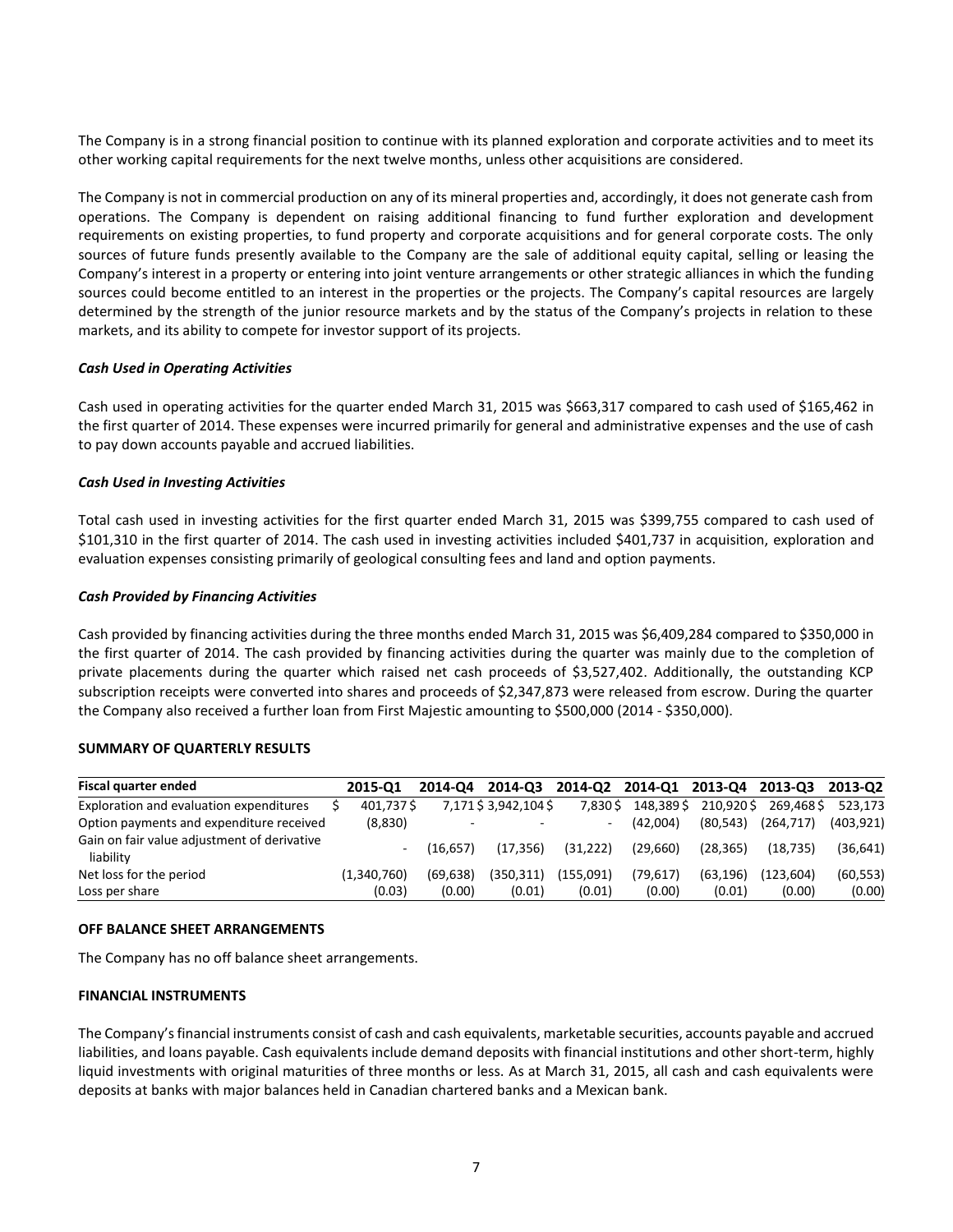The Company is in a strong financial position to continue with its planned exploration and corporate activities and to meet its other working capital requirements for the next twelve months, unless other acquisitions are considered.

The Company is not in commercial production on any of its mineral properties and, accordingly, it does not generate cash from operations. The Company is dependent on raising additional financing to fund further exploration and development requirements on existing properties, to fund property and corporate acquisitions and for general corporate costs. The only sources of future funds presently available to the Company are the sale of additional equity capital, selling or leasing the Company's interest in a property or entering into joint venture arrangements or other strategic alliances in which the funding sources could become entitled to an interest in the properties or the projects. The Company's capital resources are largely determined by the strength of the junior resource markets and by the status of the Company's projects in relation to these markets, and its ability to compete for investor support of its projects.

***Cash Used in Operating Activities***

Cash used in operating activities for the quarter ended March 31, 2015 was $663,317 compared to cash used of $165,462 in the first quarter of 2014. These expenses were incurred primarily for general and administrative expenses and the use of cash to pay down accounts payable and accrued liabilities.

***Cash Used in Investing Activities***

Total cash used in investing activities for the first quarter ended March 31, 2015 was $399,755 compared to cash used of $101,310 in the first quarter of 2014. The cash used in investing activities included $401,737 in acquisition, exploration and evaluation expenses consisting primarily of geological consulting fees and land and option payments.

***Cash Provided by Financing Activities***

Cash provided by financing activities during the three months ended March 31, 2015 was $6,409,284 compared to $350,000 in the first quarter of 2014. The cash provided by financing activities during the quarter was mainly due to the completion of private placements during the quarter which raised net cash proceeds of $3,527,402. Additionally, the outstanding KCP subscription receipts were converted into shares and proceeds of $2,347,873 were released from escrow. During the quarter the Company also received a further loan from First Majestic amounting to $500,000 (2014 - $350,000).

**SUMMARY OF QUARTERLY RESULTS**

| Fiscal quarter ended | 2015-Q1 | 2014-Q4 | 2014-Q3 | 2014-Q2 | 2014-Q1 | 2013-Q4 | 2013-Q3 | 2013-Q2 |
|---|---|---|---|---|---|---|---|---|
| Exploration and evaluation expenditures | $ 401,737 | $ 7,171 | $ 3,942,104 | $ 7,830 | $ 148,389 | $ 210,920 | $ 269,468 | $ 523,173 |
| Option payments and expenditure received | (8,830) | - | - | - | (42,004) | (80,543) | (264,717) | (403,921) |
| Gain on fair value adjustment of derivative liability | - | (16,657) | (17,356) | (31,222) | (29,660) | (28,365) | (18,735) | (36,641) |
| Net loss for the period | (1,340,760) | (69,638) | (350,311) | (155,091) | (79,617) | (63,196) | (123,604) | (60,553) |
| Loss per share | (0.03) | (0.00) | (0.01) | (0.01) | (0.00) | (0.01) | (0.00) | (0.00) |

**OFF BALANCE SHEET ARRANGEMENTS**

The Company has no off balance sheet arrangements.

**FINANCIAL INSTRUMENTS**

The Company's financial instruments consist of cash and cash equivalents, marketable securities, accounts payable and accrued liabilities, and loans payable. Cash equivalents include demand deposits with financial institutions and other short-term, highly liquid investments with original maturities of three months or less. As at March 31, 2015, all cash and cash equivalents were deposits at banks with major balances held in Canadian chartered banks and a Mexican bank.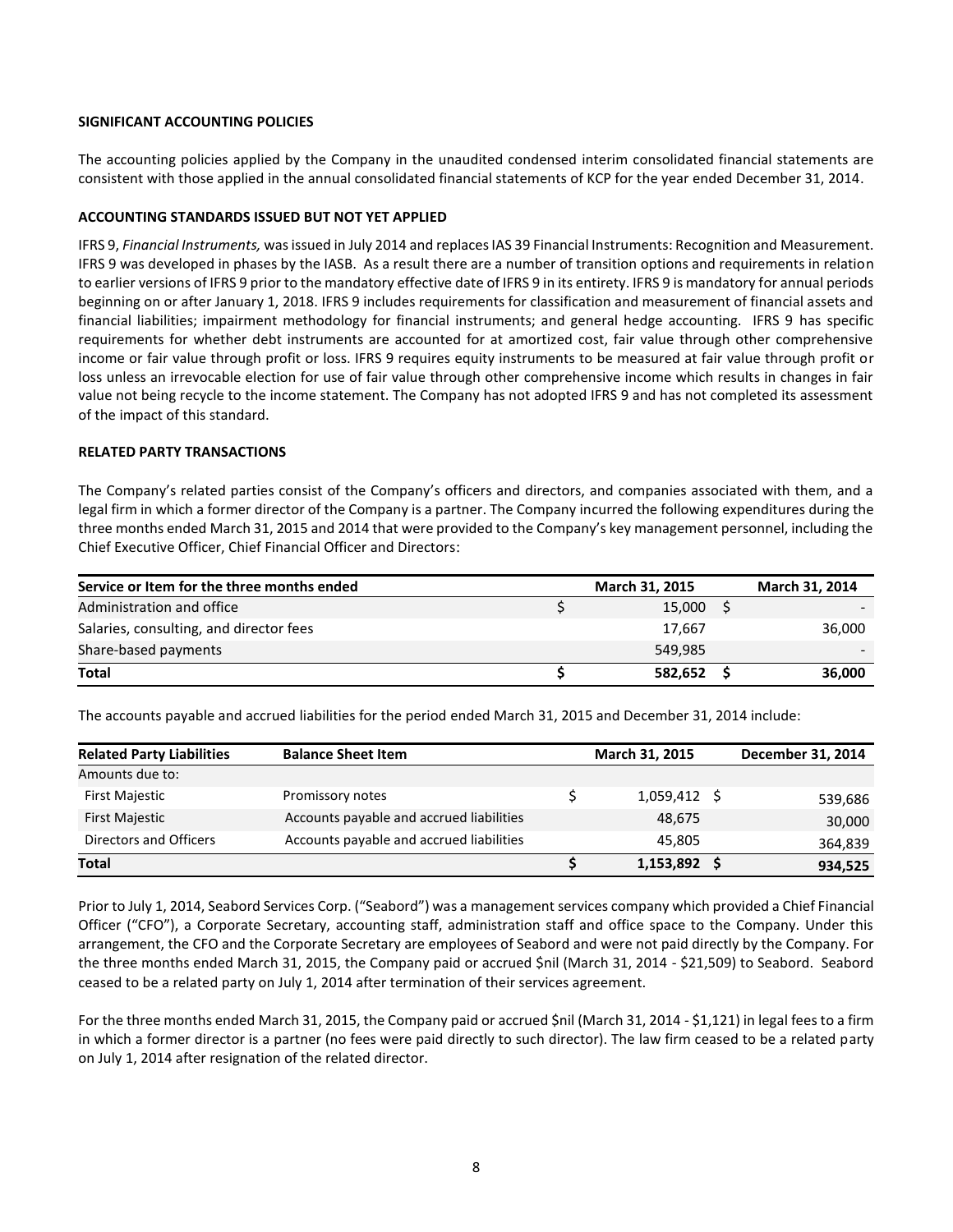## SIGNIFICANT ACCOUNTING POLICIES

The accounting policies applied by the Company in the unaudited condensed interim consolidated financial statements are consistent with those applied in the annual consolidated financial statements of KCP for the year ended December 31, 2014.

## ACCOUNTING STANDARDS ISSUED BUT NOT YET APPLIED

IFRS 9, *Financial Instruments,* was issued in July 2014 and replaces IAS 39 Financial Instruments: Recognition and Measurement. IFRS 9 was developed in phases by the IASB. As a result there are a number of transition options and requirements in relation to earlier versions of IFRS 9 prior to the mandatory effective date of IFRS 9 in its entirety. IFRS 9 is mandatory for annual periods beginning on or after January 1, 2018. IFRS 9 includes requirements for classification and measurement of financial assets and financial liabilities; impairment methodology for financial instruments; and general hedge accounting. IFRS 9 has specific requirements for whether debt instruments are accounted for at amortized cost, fair value through other comprehensive income or fair value through profit or loss. IFRS 9 requires equity instruments to be measured at fair value through profit or loss unless an irrevocable election for use of fair value through other comprehensive income which results in changes in fair value not being recycle to the income statement. The Company has not adopted IFRS 9 and has not completed its assessment of the impact of this standard.

## RELATED PARTY TRANSACTIONS

The Company's related parties consist of the Company's officers and directors, and companies associated with them, and a legal firm in which a former director of the Company is a partner. The Company incurred the following expenditures during the three months ended March 31, 2015 and 2014 that were provided to the Company's key management personnel, including the Chief Executive Officer, Chief Financial Officer and Directors:

| Service or Item for the three months ended | March 31, 2015 | March 31, 2014 |
|---|---|---|
| Administration and office | $ 15,000 | $ - |
| Salaries, consulting, and director fees | 17,667 | 36,000 |
| Share-based payments | 549,985 | - |
| **Total** | **$ 582,652** | **$ 36,000** |

The accounts payable and accrued liabilities for the period ended March 31, 2015 and December 31, 2014 include:

| Related Party Liabilities | Balance Sheet Item | March 31, 2015 | December 31, 2014 |
|---|---|---|---|
| Amounts due to: | | | |
| First Majestic | Promissory notes | $ 1,059,412 | $ 539,686 |
| First Majestic | Accounts payable and accrued liabilities | 48,675 | 30,000 |
| Directors and Officers | Accounts payable and accrued liabilities | 45,805 | 364,839 |
| **Total** | | **$ 1,153,892** | **$ 934,525** |

Prior to July 1, 2014, Seabord Services Corp. ("Seabord") was a management services company which provided a Chief Financial Officer ("CFO"), a Corporate Secretary, accounting staff, administration staff and office space to the Company. Under this arrangement, the CFO and the Corporate Secretary are employees of Seabord and were not paid directly by the Company. For the three months ended March 31, 2015, the Company paid or accrued $nil (March 31, 2014 - $21,509) to Seabord. Seabord ceased to be a related party on July 1, 2014 after termination of their services agreement.

For the three months ended March 31, 2015, the Company paid or accrued $nil (March 31, 2014 - $1,121) in legal fees to a firm in which a former director is a partner (no fees were paid directly to such director). The law firm ceased to be a related party on July 1, 2014 after resignation of the related director.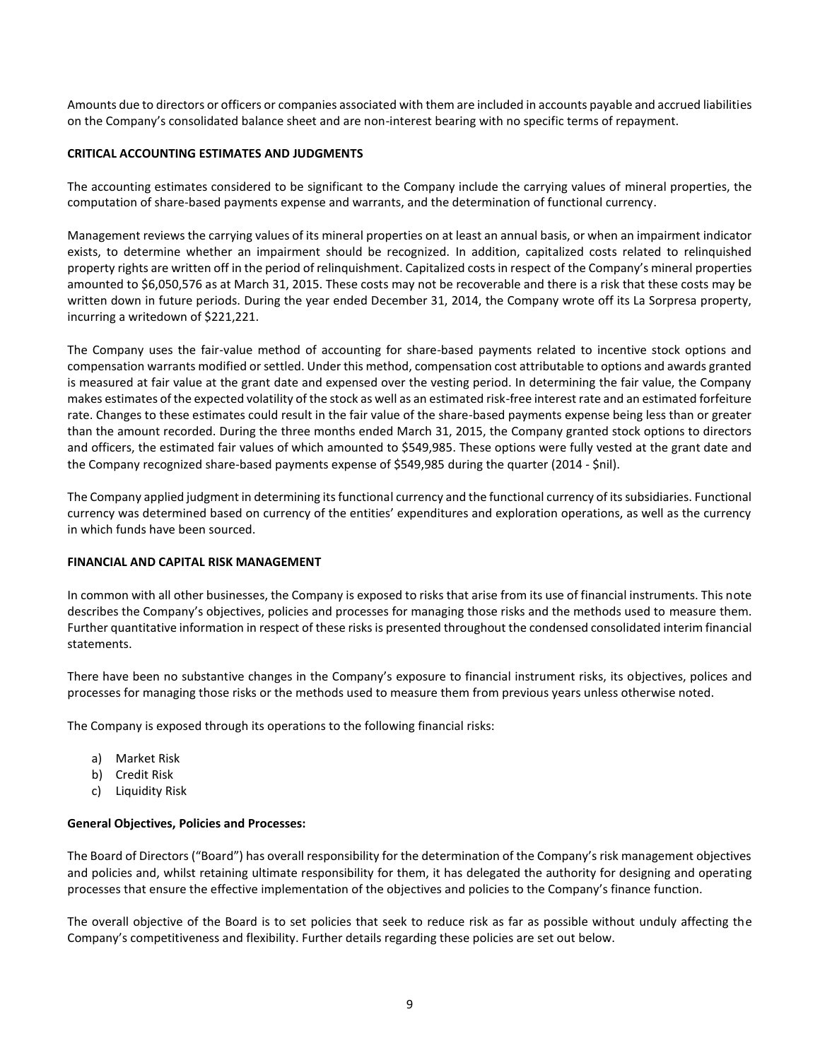Amounts due to directors or officers or companies associated with them are included in accounts payable and accrued liabilities on the Company's consolidated balance sheet and are non-interest bearing with no specific terms of repayment.

## CRITICAL ACCOUNTING ESTIMATES AND JUDGMENTS

The accounting estimates considered to be significant to the Company include the carrying values of mineral properties, the computation of share-based payments expense and warrants, and the determination of functional currency.

Management reviews the carrying values of its mineral properties on at least an annual basis, or when an impairment indicator exists, to determine whether an impairment should be recognized. In addition, capitalized costs related to relinquished property rights are written off in the period of relinquishment. Capitalized costs in respect of the Company's mineral properties amounted to $6,050,576 as at March 31, 2015. These costs may not be recoverable and there is a risk that these costs may be written down in future periods. During the year ended December 31, 2014, the Company wrote off its La Sorpresa property, incurring a writedown of $221,221.

The Company uses the fair-value method of accounting for share-based payments related to incentive stock options and compensation warrants modified or settled. Under this method, compensation cost attributable to options and awards granted is measured at fair value at the grant date and expensed over the vesting period. In determining the fair value, the Company makes estimates of the expected volatility of the stock as well as an estimated risk-free interest rate and an estimated forfeiture rate. Changes to these estimates could result in the fair value of the share-based payments expense being less than or greater than the amount recorded. During the three months ended March 31, 2015, the Company granted stock options to directors and officers, the estimated fair values of which amounted to $549,985. These options were fully vested at the grant date and the Company recognized share-based payments expense of $549,985 during the quarter (2014 - $nil).

The Company applied judgment in determining its functional currency and the functional currency of its subsidiaries. Functional currency was determined based on currency of the entities' expenditures and exploration operations, as well as the currency in which funds have been sourced.

## FINANCIAL AND CAPITAL RISK MANAGEMENT

In common with all other businesses, the Company is exposed to risks that arise from its use of financial instruments. This note describes the Company's objectives, policies and processes for managing those risks and the methods used to measure them. Further quantitative information in respect of these risks is presented throughout the condensed consolidated interim financial statements.

There have been no substantive changes in the Company's exposure to financial instrument risks, its objectives, polices and processes for managing those risks or the methods used to measure them from previous years unless otherwise noted.

The Company is exposed through its operations to the following financial risks:

a) Market Risk
b) Credit Risk
c) Liquidity Risk

### General Objectives, Policies and Processes:

The Board of Directors ("Board") has overall responsibility for the determination of the Company's risk management objectives and policies and, whilst retaining ultimate responsibility for them, it has delegated the authority for designing and operating processes that ensure the effective implementation of the objectives and policies to the Company's finance function.

The overall objective of the Board is to set policies that seek to reduce risk as far as possible without unduly affecting the Company's competitiveness and flexibility. Further details regarding these policies are set out below.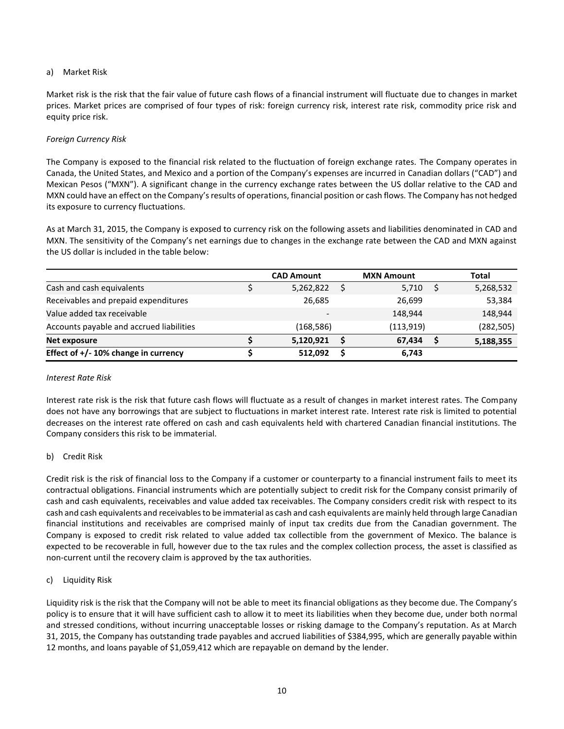a) Market Risk

Market risk is the risk that the fair value of future cash flows of a financial instrument will fluctuate due to changes in market prices. Market prices are comprised of four types of risk: foreign currency risk, interest rate risk, commodity price risk and equity price risk.

*Foreign Currency Risk*

The Company is exposed to the financial risk related to the fluctuation of foreign exchange rates. The Company operates in Canada, the United States, and Mexico and a portion of the Company's expenses are incurred in Canadian dollars ("CAD") and Mexican Pesos ("MXN"). A significant change in the currency exchange rates between the US dollar relative to the CAD and MXN could have an effect on the Company's results of operations, financial position or cash flows. The Company has not hedged its exposure to currency fluctuations.

As at March 31, 2015, the Company is exposed to currency risk on the following assets and liabilities denominated in CAD and MXN. The sensitivity of the Company's net earnings due to changes in the exchange rate between the CAD and MXN against the US dollar is included in the table below:

| | CAD Amount | MXN Amount | Total |
|---|---|---|---|
| Cash and cash equivalents | $ 5,262,822 | $ 5,710 | $ 5,268,532 |
| Receivables and prepaid expenditures | 26,685 | 26,699 | 53,384 |
| Value added tax receivable | - | 148,944 | 148,944 |
| Accounts payable and accrued liabilities | (168,586) | (113,919) | (282,505) |
| **Net exposure** | **$ 5,120,921** | **$ 67,434** | **$ 5,188,355** |
| **Effect of +/- 10% change in currency** | **$ 512,092** | **$ 6,743** | |

*Interest Rate Risk*

Interest rate risk is the risk that future cash flows will fluctuate as a result of changes in market interest rates. The Company does not have any borrowings that are subject to fluctuations in market interest rate. Interest rate risk is limited to potential decreases on the interest rate offered on cash and cash equivalents held with chartered Canadian financial institutions. The Company considers this risk to be immaterial.

b) Credit Risk

Credit risk is the risk of financial loss to the Company if a customer or counterparty to a financial instrument fails to meet its contractual obligations. Financial instruments which are potentially subject to credit risk for the Company consist primarily of cash and cash equivalents, receivables and value added tax receivables. The Company considers credit risk with respect to its cash and cash equivalents and receivables to be immaterial as cash and cash equivalents are mainly held through large Canadian financial institutions and receivables are comprised mainly of input tax credits due from the Canadian government. The Company is exposed to credit risk related to value added tax collectible from the government of Mexico. The balance is expected to be recoverable in full, however due to the tax rules and the complex collection process, the asset is classified as non-current until the recovery claim is approved by the tax authorities.

c) Liquidity Risk

Liquidity risk is the risk that the Company will not be able to meet its financial obligations as they become due. The Company's policy is to ensure that it will have sufficient cash to allow it to meet its liabilities when they become due, under both normal and stressed conditions, without incurring unacceptable losses or risking damage to the Company's reputation. As at March 31, 2015, the Company has outstanding trade payables and accrued liabilities of $384,995, which are generally payable within 12 months, and loans payable of $1,059,412 which are repayable on demand by the lender.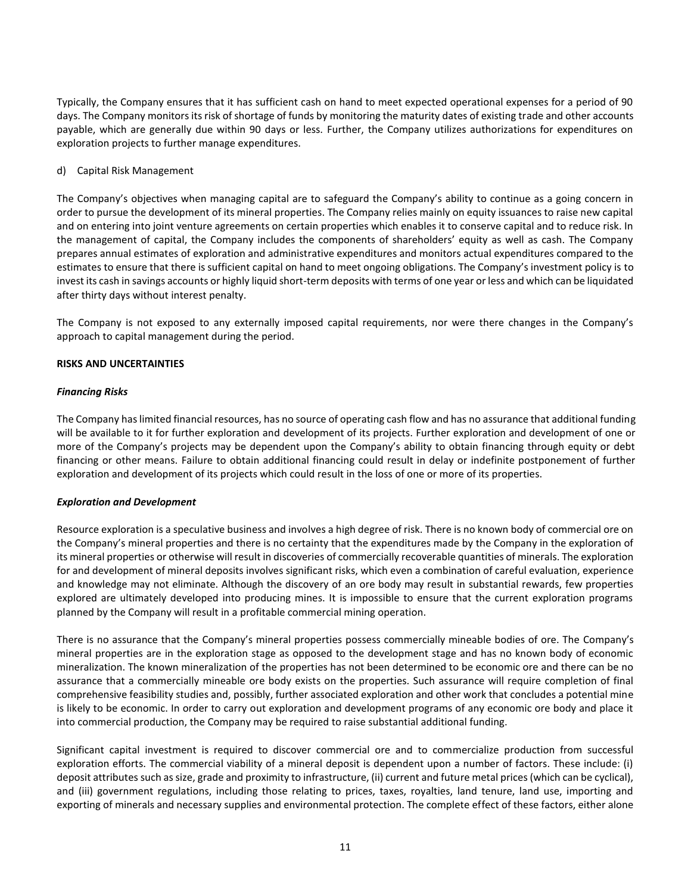Typically, the Company ensures that it has sufficient cash on hand to meet expected operational expenses for a period of 90 days. The Company monitors its risk of shortage of funds by monitoring the maturity dates of existing trade and other accounts payable, which are generally due within 90 days or less. Further, the Company utilizes authorizations for expenditures on exploration projects to further manage expenditures.

d) Capital Risk Management

The Company's objectives when managing capital are to safeguard the Company's ability to continue as a going concern in order to pursue the development of its mineral properties. The Company relies mainly on equity issuances to raise new capital and on entering into joint venture agreements on certain properties which enables it to conserve capital and to reduce risk. In the management of capital, the Company includes the components of shareholders' equity as well as cash. The Company prepares annual estimates of exploration and administrative expenditures and monitors actual expenditures compared to the estimates to ensure that there is sufficient capital on hand to meet ongoing obligations. The Company's investment policy is to invest its cash in savings accounts or highly liquid short-term deposits with terms of one year or less and which can be liquidated after thirty days without interest penalty.

The Company is not exposed to any externally imposed capital requirements, nor were there changes in the Company's approach to capital management during the period.

## RISKS AND UNCERTAINTIES

### *Financing Risks*

The Company has limited financial resources, has no source of operating cash flow and has no assurance that additional funding will be available to it for further exploration and development of its projects. Further exploration and development of one or more of the Company's projects may be dependent upon the Company's ability to obtain financing through equity or debt financing or other means. Failure to obtain additional financing could result in delay or indefinite postponement of further exploration and development of its projects which could result in the loss of one or more of its properties.

### *Exploration and Development*

Resource exploration is a speculative business and involves a high degree of risk. There is no known body of commercial ore on the Company's mineral properties and there is no certainty that the expenditures made by the Company in the exploration of its mineral properties or otherwise will result in discoveries of commercially recoverable quantities of minerals. The exploration for and development of mineral deposits involves significant risks, which even a combination of careful evaluation, experience and knowledge may not eliminate. Although the discovery of an ore body may result in substantial rewards, few properties explored are ultimately developed into producing mines. It is impossible to ensure that the current exploration programs planned by the Company will result in a profitable commercial mining operation.

There is no assurance that the Company's mineral properties possess commercially mineable bodies of ore. The Company's mineral properties are in the exploration stage as opposed to the development stage and has no known body of economic mineralization. The known mineralization of the properties has not been determined to be economic ore and there can be no assurance that a commercially mineable ore body exists on the properties. Such assurance will require completion of final comprehensive feasibility studies and, possibly, further associated exploration and other work that concludes a potential mine is likely to be economic. In order to carry out exploration and development programs of any economic ore body and place it into commercial production, the Company may be required to raise substantial additional funding.

Significant capital investment is required to discover commercial ore and to commercialize production from successful exploration efforts. The commercial viability of a mineral deposit is dependent upon a number of factors. These include: (i) deposit attributes such as size, grade and proximity to infrastructure, (ii) current and future metal prices (which can be cyclical), and (iii) government regulations, including those relating to prices, taxes, royalties, land tenure, land use, importing and exporting of minerals and necessary supplies and environmental protection. The complete effect of these factors, either alone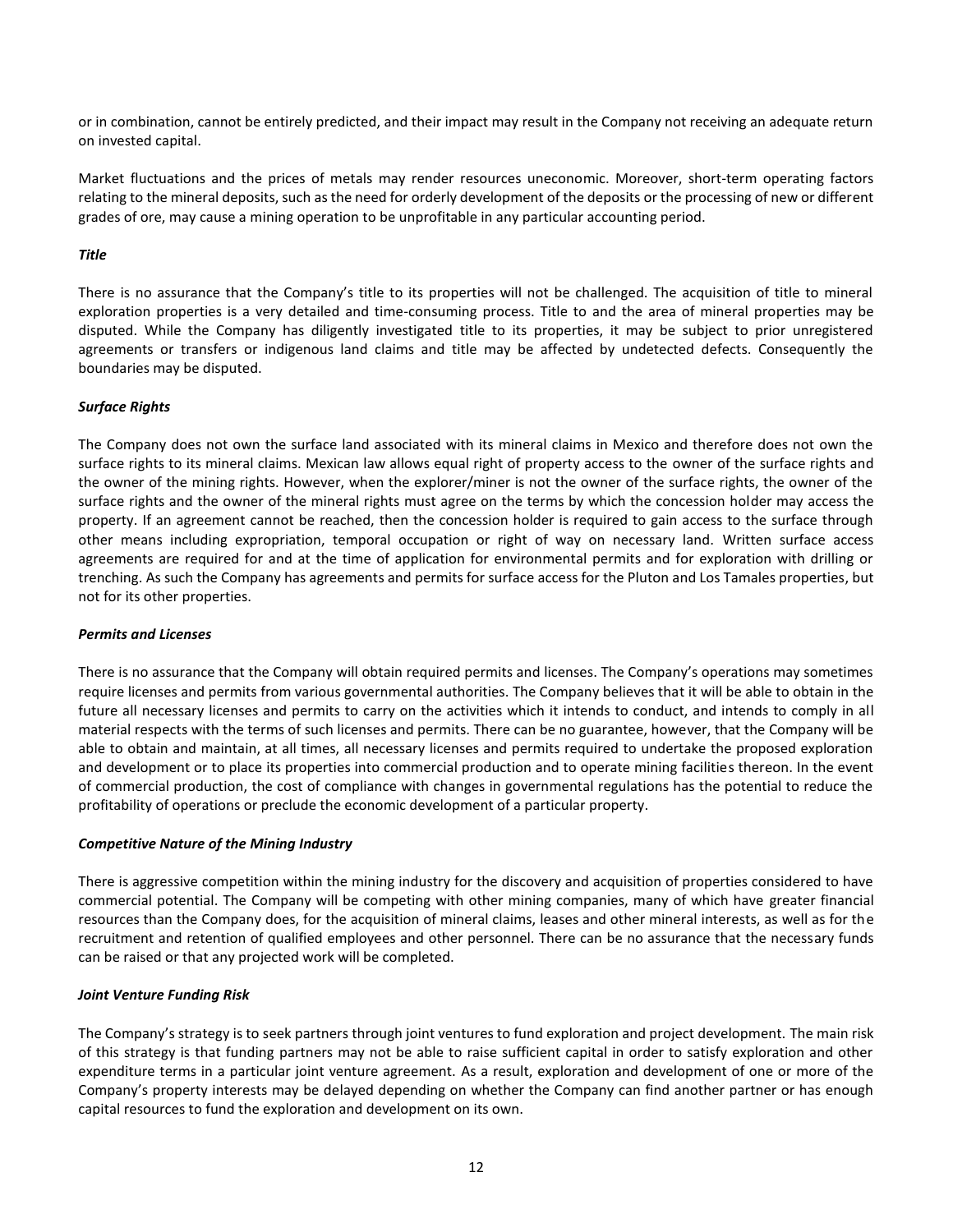or in combination, cannot be entirely predicted, and their impact may result in the Company not receiving an adequate return on invested capital.

Market fluctuations and the prices of metals may render resources uneconomic. Moreover, short-term operating factors relating to the mineral deposits, such as the need for orderly development of the deposits or the processing of new or different grades of ore, may cause a mining operation to be unprofitable in any particular accounting period.

***Title***

There is no assurance that the Company's title to its properties will not be challenged. The acquisition of title to mineral exploration properties is a very detailed and time-consuming process. Title to and the area of mineral properties may be disputed. While the Company has diligently investigated title to its properties, it may be subject to prior unregistered agreements or transfers or indigenous land claims and title may be affected by undetected defects. Consequently the boundaries may be disputed.

***Surface Rights***

The Company does not own the surface land associated with its mineral claims in Mexico and therefore does not own the surface rights to its mineral claims. Mexican law allows equal right of property access to the owner of the surface rights and the owner of the mining rights. However, when the explorer/miner is not the owner of the surface rights, the owner of the surface rights and the owner of the mineral rights must agree on the terms by which the concession holder may access the property. If an agreement cannot be reached, then the concession holder is required to gain access to the surface through other means including expropriation, temporal occupation or right of way on necessary land. Written surface access agreements are required for and at the time of application for environmental permits and for exploration with drilling or trenching. As such the Company has agreements and permits for surface access for the Pluton and Los Tamales properties, but not for its other properties.

***Permits and Licenses***

There is no assurance that the Company will obtain required permits and licenses. The Company's operations may sometimes require licenses and permits from various governmental authorities. The Company believes that it will be able to obtain in the future all necessary licenses and permits to carry on the activities which it intends to conduct, and intends to comply in all material respects with the terms of such licenses and permits. There can be no guarantee, however, that the Company will be able to obtain and maintain, at all times, all necessary licenses and permits required to undertake the proposed exploration and development or to place its properties into commercial production and to operate mining facilities thereon. In the event of commercial production, the cost of compliance with changes in governmental regulations has the potential to reduce the profitability of operations or preclude the economic development of a particular property.

***Competitive Nature of the Mining Industry***

There is aggressive competition within the mining industry for the discovery and acquisition of properties considered to have commercial potential. The Company will be competing with other mining companies, many of which have greater financial resources than the Company does, for the acquisition of mineral claims, leases and other mineral interests, as well as for the recruitment and retention of qualified employees and other personnel. There can be no assurance that the necessary funds can be raised or that any projected work will be completed.

***Joint Venture Funding Risk***

The Company's strategy is to seek partners through joint ventures to fund exploration and project development. The main risk of this strategy is that funding partners may not be able to raise sufficient capital in order to satisfy exploration and other expenditure terms in a particular joint venture agreement. As a result, exploration and development of one or more of the Company's property interests may be delayed depending on whether the Company can find another partner or has enough capital resources to fund the exploration and development on its own.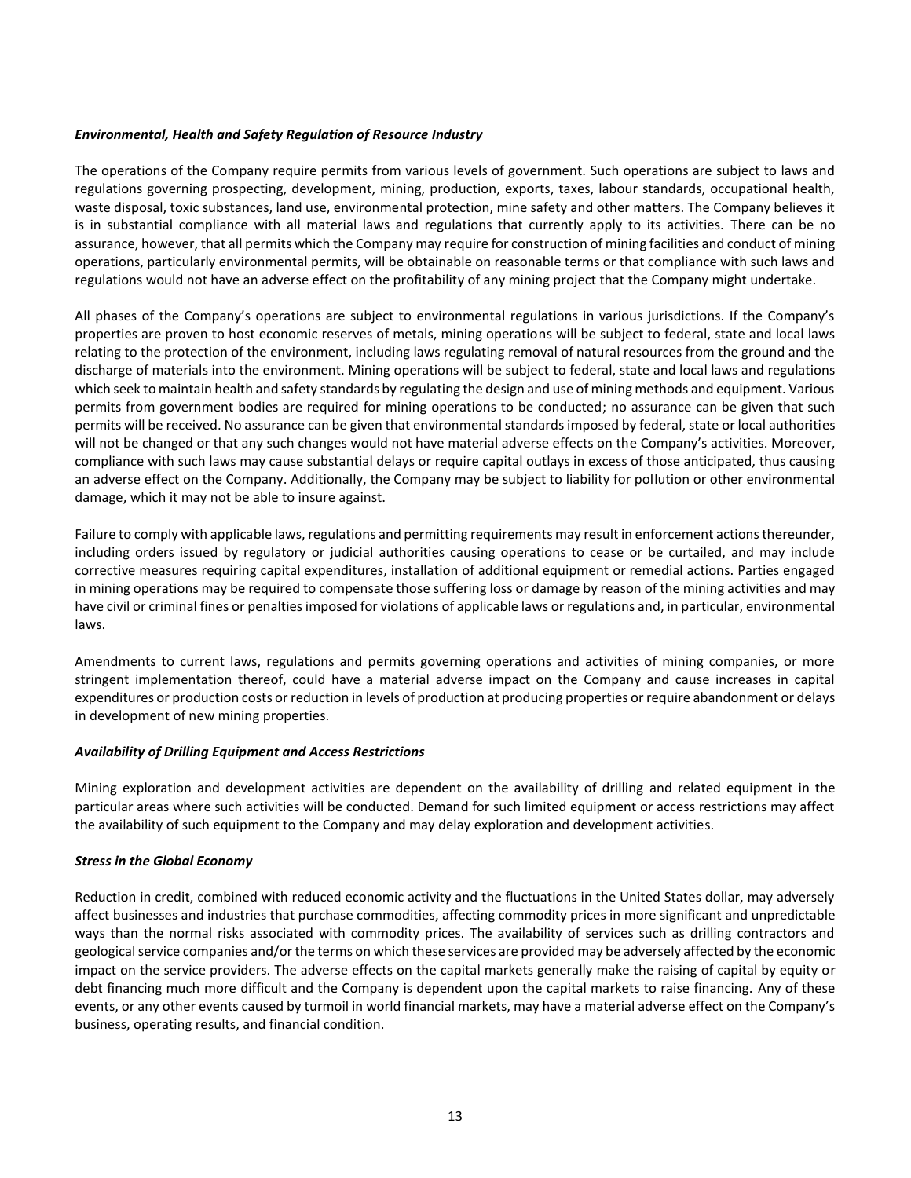***Environmental, Health and Safety Regulation of Resource Industry***

The operations of the Company require permits from various levels of government. Such operations are subject to laws and regulations governing prospecting, development, mining, production, exports, taxes, labour standards, occupational health, waste disposal, toxic substances, land use, environmental protection, mine safety and other matters. The Company believes it is in substantial compliance with all material laws and regulations that currently apply to its activities. There can be no assurance, however, that all permits which the Company may require for construction of mining facilities and conduct of mining operations, particularly environmental permits, will be obtainable on reasonable terms or that compliance with such laws and regulations would not have an adverse effect on the profitability of any mining project that the Company might undertake.

All phases of the Company's operations are subject to environmental regulations in various jurisdictions. If the Company's properties are proven to host economic reserves of metals, mining operations will be subject to federal, state and local laws relating to the protection of the environment, including laws regulating removal of natural resources from the ground and the discharge of materials into the environment. Mining operations will be subject to federal, state and local laws and regulations which seek to maintain health and safety standards by regulating the design and use of mining methods and equipment. Various permits from government bodies are required for mining operations to be conducted; no assurance can be given that such permits will be received. No assurance can be given that environmental standards imposed by federal, state or local authorities will not be changed or that any such changes would not have material adverse effects on the Company's activities. Moreover, compliance with such laws may cause substantial delays or require capital outlays in excess of those anticipated, thus causing an adverse effect on the Company. Additionally, the Company may be subject to liability for pollution or other environmental damage, which it may not be able to insure against.

Failure to comply with applicable laws, regulations and permitting requirements may result in enforcement actions thereunder, including orders issued by regulatory or judicial authorities causing operations to cease or be curtailed, and may include corrective measures requiring capital expenditures, installation of additional equipment or remedial actions. Parties engaged in mining operations may be required to compensate those suffering loss or damage by reason of the mining activities and may have civil or criminal fines or penalties imposed for violations of applicable laws or regulations and, in particular, environmental laws.

Amendments to current laws, regulations and permits governing operations and activities of mining companies, or more stringent implementation thereof, could have a material adverse impact on the Company and cause increases in capital expenditures or production costs or reduction in levels of production at producing properties or require abandonment or delays in development of new mining properties.

***Availability of Drilling Equipment and Access Restrictions***

Mining exploration and development activities are dependent on the availability of drilling and related equipment in the particular areas where such activities will be conducted. Demand for such limited equipment or access restrictions may affect the availability of such equipment to the Company and may delay exploration and development activities.

***Stress in the Global Economy***

Reduction in credit, combined with reduced economic activity and the fluctuations in the United States dollar, may adversely affect businesses and industries that purchase commodities, affecting commodity prices in more significant and unpredictable ways than the normal risks associated with commodity prices. The availability of services such as drilling contractors and geological service companies and/or the terms on which these services are provided may be adversely affected by the economic impact on the service providers. The adverse effects on the capital markets generally make the raising of capital by equity or debt financing much more difficult and the Company is dependent upon the capital markets to raise financing. Any of these events, or any other events caused by turmoil in world financial markets, may have a material adverse effect on the Company's business, operating results, and financial condition.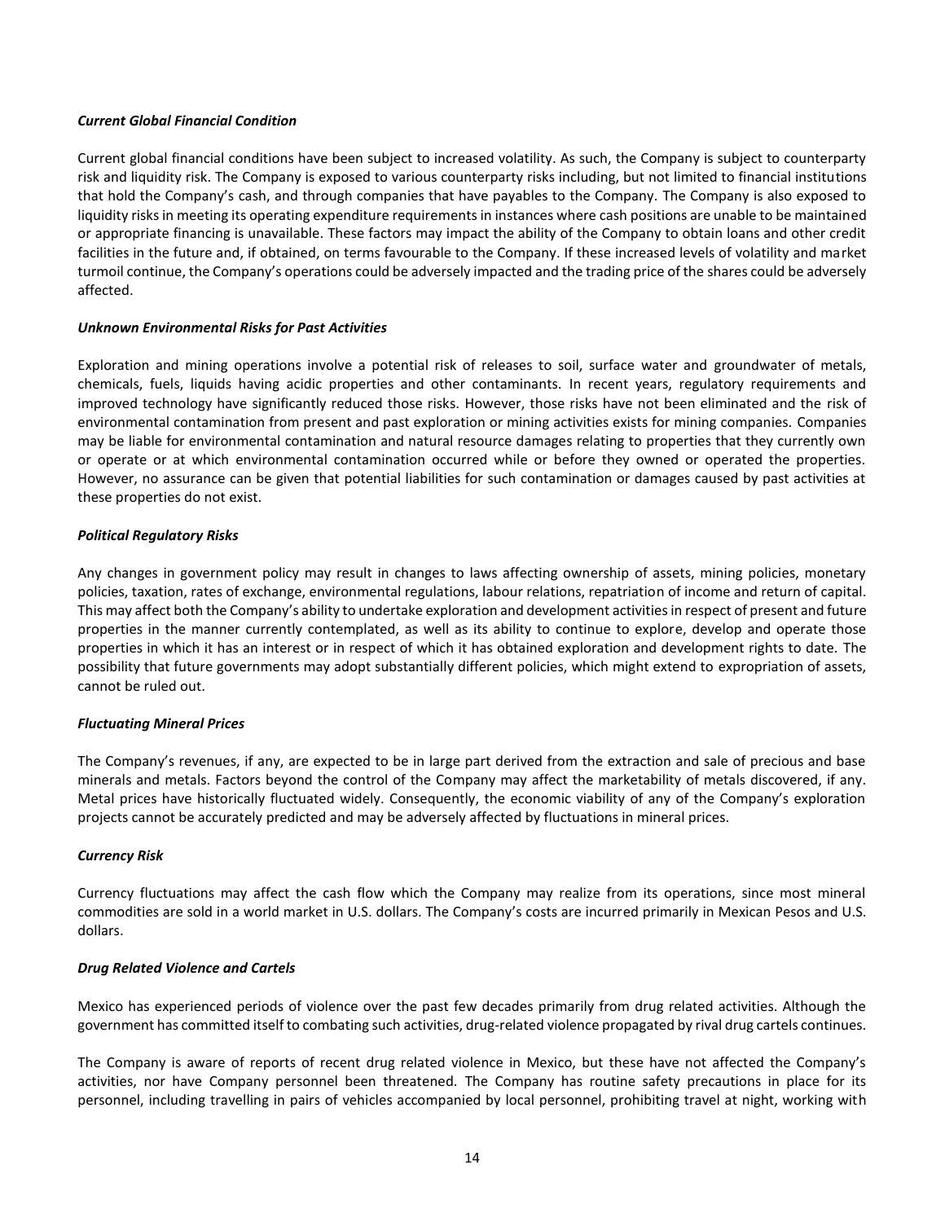***Current Global Financial Condition***

Current global financial conditions have been subject to increased volatility. As such, the Company is subject to counterparty risk and liquidity risk. The Company is exposed to various counterparty risks including, but not limited to financial institutions that hold the Company's cash, and through companies that have payables to the Company. The Company is also exposed to liquidity risks in meeting its operating expenditure requirements in instances where cash positions are unable to be maintained or appropriate financing is unavailable. These factors may impact the ability of the Company to obtain loans and other credit facilities in the future and, if obtained, on terms favourable to the Company. If these increased levels of volatility and market turmoil continue, the Company's operations could be adversely impacted and the trading price of the shares could be adversely affected.

***Unknown Environmental Risks for Past Activities***

Exploration and mining operations involve a potential risk of releases to soil, surface water and groundwater of metals, chemicals, fuels, liquids having acidic properties and other contaminants. In recent years, regulatory requirements and improved technology have significantly reduced those risks. However, those risks have not been eliminated and the risk of environmental contamination from present and past exploration or mining activities exists for mining companies. Companies may be liable for environmental contamination and natural resource damages relating to properties that they currently own or operate or at which environmental contamination occurred while or before they owned or operated the properties. However, no assurance can be given that potential liabilities for such contamination or damages caused by past activities at these properties do not exist.

***Political Regulatory Risks***

Any changes in government policy may result in changes to laws affecting ownership of assets, mining policies, monetary policies, taxation, rates of exchange, environmental regulations, labour relations, repatriation of income and return of capital. This may affect both the Company's ability to undertake exploration and development activities in respect of present and future properties in the manner currently contemplated, as well as its ability to continue to explore, develop and operate those properties in which it has an interest or in respect of which it has obtained exploration and development rights to date. The possibility that future governments may adopt substantially different policies, which might extend to expropriation of assets, cannot be ruled out.

***Fluctuating Mineral Prices***

The Company's revenues, if any, are expected to be in large part derived from the extraction and sale of precious and base minerals and metals. Factors beyond the control of the Company may affect the marketability of metals discovered, if any. Metal prices have historically fluctuated widely. Consequently, the economic viability of any of the Company's exploration projects cannot be accurately predicted and may be adversely affected by fluctuations in mineral prices.

***Currency Risk***

Currency fluctuations may affect the cash flow which the Company may realize from its operations, since most mineral commodities are sold in a world market in U.S. dollars. The Company's costs are incurred primarily in Mexican Pesos and U.S. dollars.

***Drug Related Violence and Cartels***

Mexico has experienced periods of violence over the past few decades primarily from drug related activities. Although the government has committed itself to combating such activities, drug-related violence propagated by rival drug cartels continues.

The Company is aware of reports of recent drug related violence in Mexico, but these have not affected the Company's activities, nor have Company personnel been threatened. The Company has routine safety precautions in place for its personnel, including travelling in pairs of vehicles accompanied by local personnel, prohibiting travel at night, working with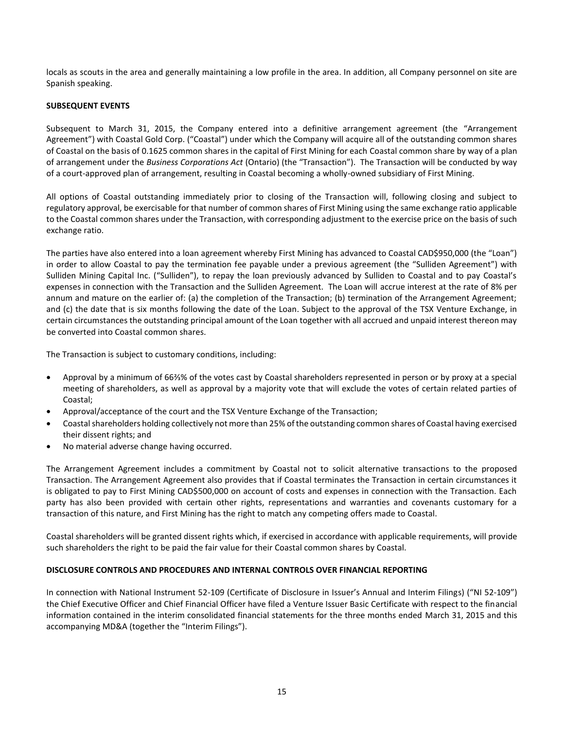locals as scouts in the area and generally maintaining a low profile in the area. In addition, all Company personnel on site are Spanish speaking.

## SUBSEQUENT EVENTS

Subsequent to March 31, 2015, the Company entered into a definitive arrangement agreement (the "Arrangement Agreement") with Coastal Gold Corp. ("Coastal") under which the Company will acquire all of the outstanding common shares of Coastal on the basis of 0.1625 common shares in the capital of First Mining for each Coastal common share by way of a plan of arrangement under the *Business Corporations Act* (Ontario) (the "Transaction"). The Transaction will be conducted by way of a court-approved plan of arrangement, resulting in Coastal becoming a wholly-owned subsidiary of First Mining.

All options of Coastal outstanding immediately prior to closing of the Transaction will, following closing and subject to regulatory approval, be exercisable for that number of common shares of First Mining using the same exchange ratio applicable to the Coastal common shares under the Transaction, with corresponding adjustment to the exercise price on the basis of such exchange ratio.

The parties have also entered into a loan agreement whereby First Mining has advanced to Coastal CAD$950,000 (the "Loan") in order to allow Coastal to pay the termination fee payable under a previous agreement (the "Sulliden Agreement") with Sulliden Mining Capital Inc. ("Sulliden"), to repay the loan previously advanced by Sulliden to Coastal and to pay Coastal's expenses in connection with the Transaction and the Sulliden Agreement. The Loan will accrue interest at the rate of 8% per annum and mature on the earlier of: (a) the completion of the Transaction; (b) termination of the Arrangement Agreement; and (c) the date that is six months following the date of the Loan. Subject to the approval of the TSX Venture Exchange, in certain circumstances the outstanding principal amount of the Loan together with all accrued and unpaid interest thereon may be converted into Coastal common shares.

The Transaction is subject to customary conditions, including:

- Approval by a minimum of 66⅔% of the votes cast by Coastal shareholders represented in person or by proxy at a special meeting of shareholders, as well as approval by a majority vote that will exclude the votes of certain related parties of Coastal;
- Approval/acceptance of the court and the TSX Venture Exchange of the Transaction;
- Coastal shareholders holding collectively not more than 25% of the outstanding common shares of Coastal having exercised their dissent rights; and
- No material adverse change having occurred.

The Arrangement Agreement includes a commitment by Coastal not to solicit alternative transactions to the proposed Transaction. The Arrangement Agreement also provides that if Coastal terminates the Transaction in certain circumstances it is obligated to pay to First Mining CAD$500,000 on account of costs and expenses in connection with the Transaction. Each party has also been provided with certain other rights, representations and warranties and covenants customary for a transaction of this nature, and First Mining has the right to match any competing offers made to Coastal.

Coastal shareholders will be granted dissent rights which, if exercised in accordance with applicable requirements, will provide such shareholders the right to be paid the fair value for their Coastal common shares by Coastal.

## DISCLOSURE CONTROLS AND PROCEDURES AND INTERNAL CONTROLS OVER FINANCIAL REPORTING

In connection with National Instrument 52-109 (Certificate of Disclosure in Issuer's Annual and Interim Filings) ("NI 52-109") the Chief Executive Officer and Chief Financial Officer have filed a Venture Issuer Basic Certificate with respect to the financial information contained in the interim consolidated financial statements for the three months ended March 31, 2015 and this accompanying MD&A (together the "Interim Filings").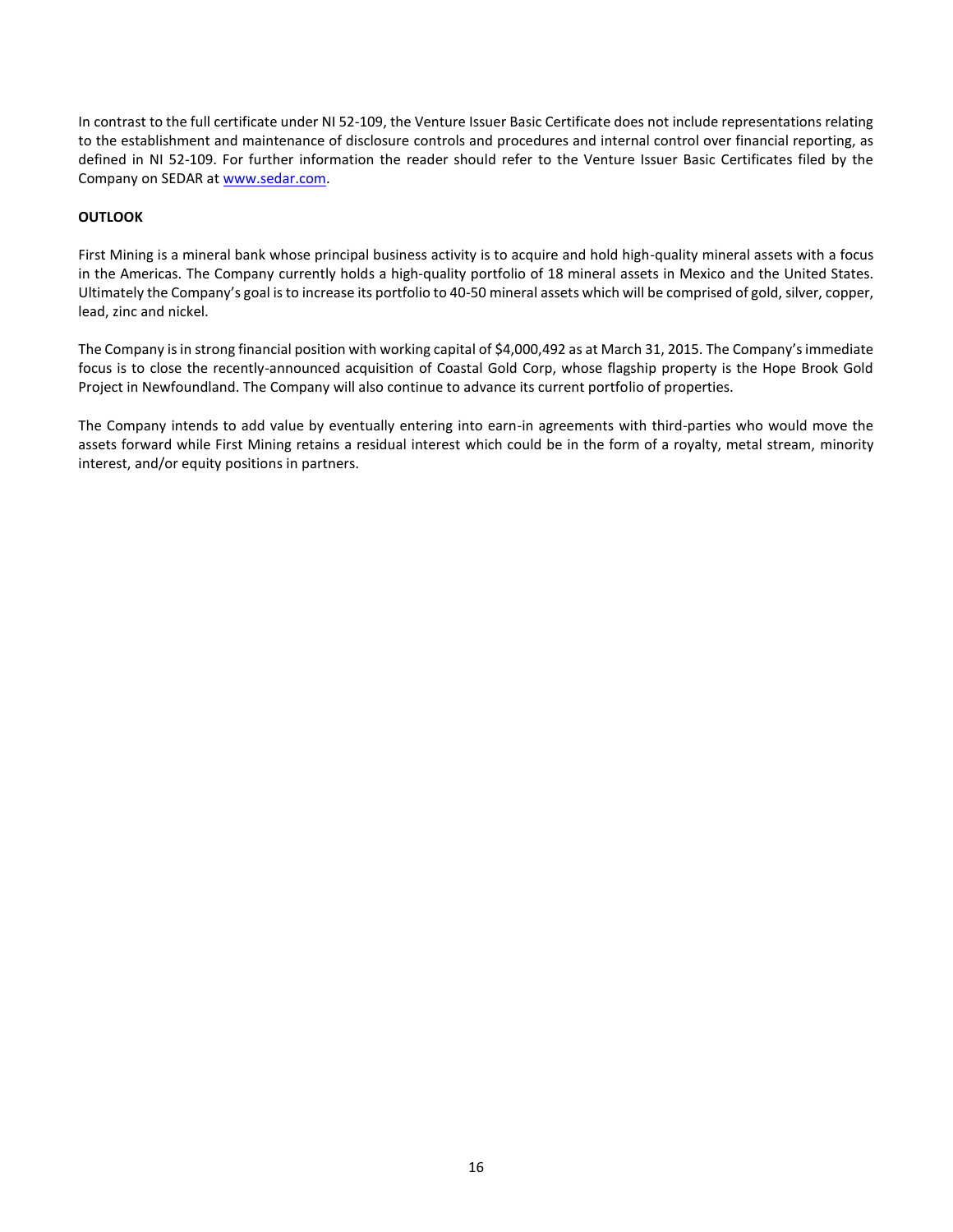In contrast to the full certificate under NI 52-109, the Venture Issuer Basic Certificate does not include representations relating to the establishment and maintenance of disclosure controls and procedures and internal control over financial reporting, as defined in NI 52-109. For further information the reader should refer to the Venture Issuer Basic Certificates filed by the Company on SEDAR at www.sedar.com.

**OUTLOOK**

First Mining is a mineral bank whose principal business activity is to acquire and hold high-quality mineral assets with a focus in the Americas. The Company currently holds a high-quality portfolio of 18 mineral assets in Mexico and the United States. Ultimately the Company's goal is to increase its portfolio to 40-50 mineral assets which will be comprised of gold, silver, copper, lead, zinc and nickel.

The Company is in strong financial position with working capital of $4,000,492 as at March 31, 2015. The Company's immediate focus is to close the recently-announced acquisition of Coastal Gold Corp, whose flagship property is the Hope Brook Gold Project in Newfoundland. The Company will also continue to advance its current portfolio of properties.

The Company intends to add value by eventually entering into earn-in agreements with third-parties who would move the assets forward while First Mining retains a residual interest which could be in the form of a royalty, metal stream, minority interest, and/or equity positions in partners.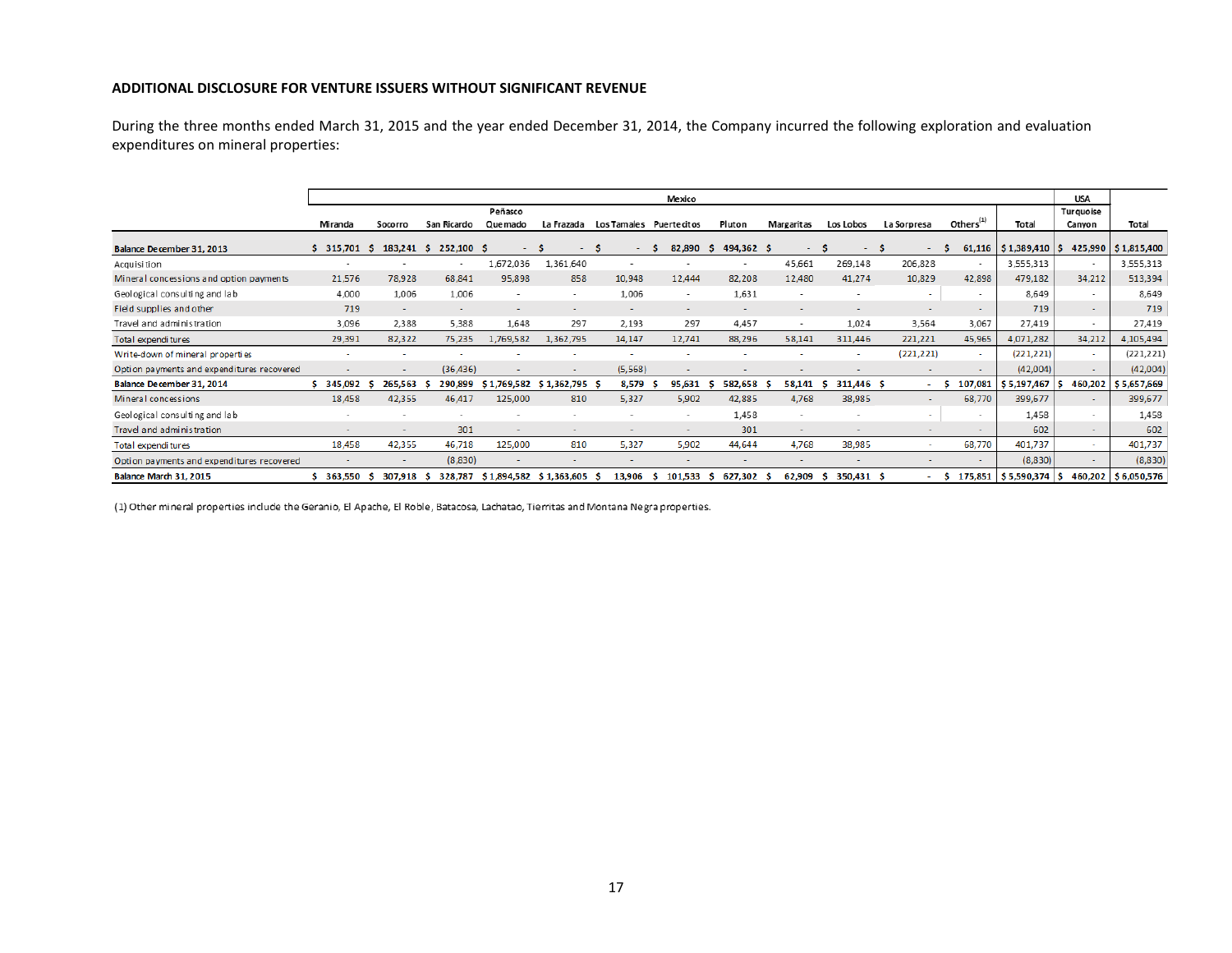### ADDITIONAL DISCLOSURE FOR VENTURE ISSUERS WITHOUT SIGNIFICANT REVENUE

During the three months ended March 31, 2015 and the year ended December 31, 2014, the Company incurred the following exploration and evaluation expenditures on mineral properties:

| | Mexico | | | | | | | | | | | | | USA | |
|---|---|---|---|---|---|---|---|---|---|---|---|---|---|---|---|
| | Miranda | Socorro | San Ricardo | Peñasco Quemado | La Frazada | Los Tamales | Puertecitos | Pluton | Margaritas | Los Lobos | La Sorpresa | Others[1] | Total | Turquoise Canyon | Total |
| **Balance December 31, 2013** | **$ 315,701** | **$ 183,241** | **$ 252,100** | **$ -** | **$ -** | **$ -** | **$ 82,890** | **$ 494,362** | **$ -** | **$ -** | **$ -** | **$ 61,116** | **$ 1,389,410** | **$ 425,990** | **$ 1,815,400** |
| Acquisition | - | - | - | 1,672,036 | 1,361,640 | - | - | - | 45,661 | 269,148 | 206,828 | - | 3,555,313 | - | 3,555,313 |
| Mineral concessions and option payments | 21,576 | 78,928 | 68,841 | 95,898 | 858 | 10,948 | 12,444 | 82,208 | 12,480 | 41,274 | 10,829 | 42,898 | 479,182 | 34,212 | 513,394 |
| Geological consulting and lab | 4,000 | 1,006 | 1,006 | - | - | 1,006 | - | 1,631 | - | - | - | - | 8,649 | - | 8,649 |
| Field supplies and other | 719 | - | - | - | - | - | - | - | - | - | - | - | 719 | - | 719 |
| Travel and administration | 3,096 | 2,388 | 5,388 | 1,648 | 297 | 2,193 | 297 | 4,457 | - | 1,024 | 3,564 | 3,067 | 27,419 | - | 27,419 |
| Total expenditures | 29,391 | 82,322 | 75,235 | 1,769,582 | 1,362,795 | 14,147 | 12,741 | 88,296 | 58,141 | 311,446 | 221,221 | 45,965 | 4,071,282 | 34,212 | 4,105,494 |
| Write-down of mineral properties | - | - | - | - | - | - | - | - | - | - | (221,221) | - | (221,221) | - | (221,221) |
| Option payments and expenditures recovered | - | - | (36,436) | - | - | (5,568) | - | - | - | - | - | - | (42,004) | - | (42,004) |
| **Balance December 31, 2014** | **$ 345,092** | **$ 265,563** | **$ 290,899** | **$ 1,769,582** | **$ 1,362,795** | **$ 8,579** | **$ 95,631** | **$ 582,658** | **$ 58,141** | **$ 311,446** | **$ -** | **$ 107,081** | **$ 5,197,467** | **$ 460,202** | **$ 5,657,669** |
| Mineral concessions | 18,458 | 42,355 | 46,417 | 125,000 | 810 | 5,327 | 5,902 | 42,885 | 4,768 | 38,985 | - | 68,770 | 399,677 | - | 399,677 |
| Geological consulting and lab | - | - | - | - | - | - | - | 1,458 | - | - | - | - | 1,458 | - | 1,458 |
| Travel and administration | - | - | 301 | - | - | - | - | 301 | - | - | - | - | 602 | - | 602 |
| Total expenditures | 18,458 | 42,355 | 46,718 | 125,000 | 810 | 5,327 | 5,902 | 44,644 | 4,768 | 38,985 | - | 68,770 | 401,737 | - | 401,737 |
| Option payments and expenditures recovered | - | - | (8,830) | - | - | - | - | - | - | - | - | - | (8,830) | - | (8,830) |
| **Balance March 31, 2015** | **$ 363,550** | **$ 307,918** | **$ 328,787** | **$ 1,894,582** | **$ 1,363,605** | **$ 13,906** | **$ 101,533** | **$ 627,302** | **$ 62,909** | **$ 350,431** | **$ -** | **$ 175,851** | **$ 5,590,374** | **$ 460,202** | **$ 6,050,576** |

(1) Other mineral properties include the Geranio, El Apache, El Roble, Batacosa, Lachatao, Tierritas and Montana Negra properties.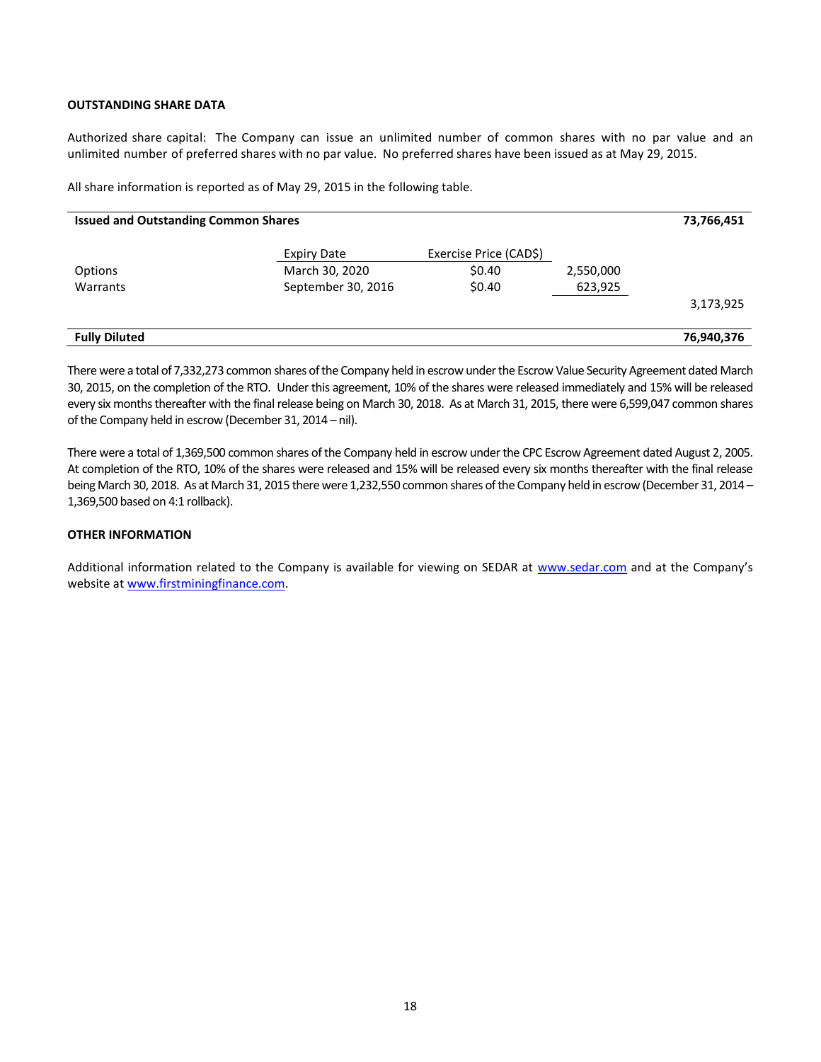## OUTSTANDING SHARE DATA

Authorized share capital: The Company can issue an unlimited number of common shares with no par value and an unlimited number of preferred shares with no par value. No preferred shares have been issued as at May 29, 2015.

All share information is reported as of May 29, 2015 in the following table.

| | | | | |
|---|---|---|---|---|
| **Issued and Outstanding Common Shares** | | | | **73,766,451** |
| | Expiry Date | Exercise Price (CAD$) | | |
| Options | March 30, 2020 | $0.40 | 2,550,000 | |
| Warrants | September 30, 2016 | $0.40 | 623,925 | |
| | | | | 3,173,925 |
| **Fully Diluted** | | | | **76,940,376** |

There were a total of 7,332,273 common shares of the Company held in escrow under the Escrow Value Security Agreement dated March 30, 2015, on the completion of the RTO. Under this agreement, 10% of the shares were released immediately and 15% will be released every six months thereafter with the final release being on March 30, 2018. As at March 31, 2015, there were 6,599,047 common shares of the Company held in escrow (December 31, 2014 – nil).

There were a total of 1,369,500 common shares of the Company held in escrow under the CPC Escrow Agreement dated August 2, 2005. At completion of the RTO, 10% of the shares were released and 15% will be released every six months thereafter with the final release being March 30, 2018. As at March 31, 2015 there were 1,232,550 common shares of the Company held in escrow (December 31, 2014 – 1,369,500 based on 4:1 rollback).

## OTHER INFORMATION

Additional information related to the Company is available for viewing on SEDAR at www.sedar.com and at the Company's website at www.firstminingfinance.com.